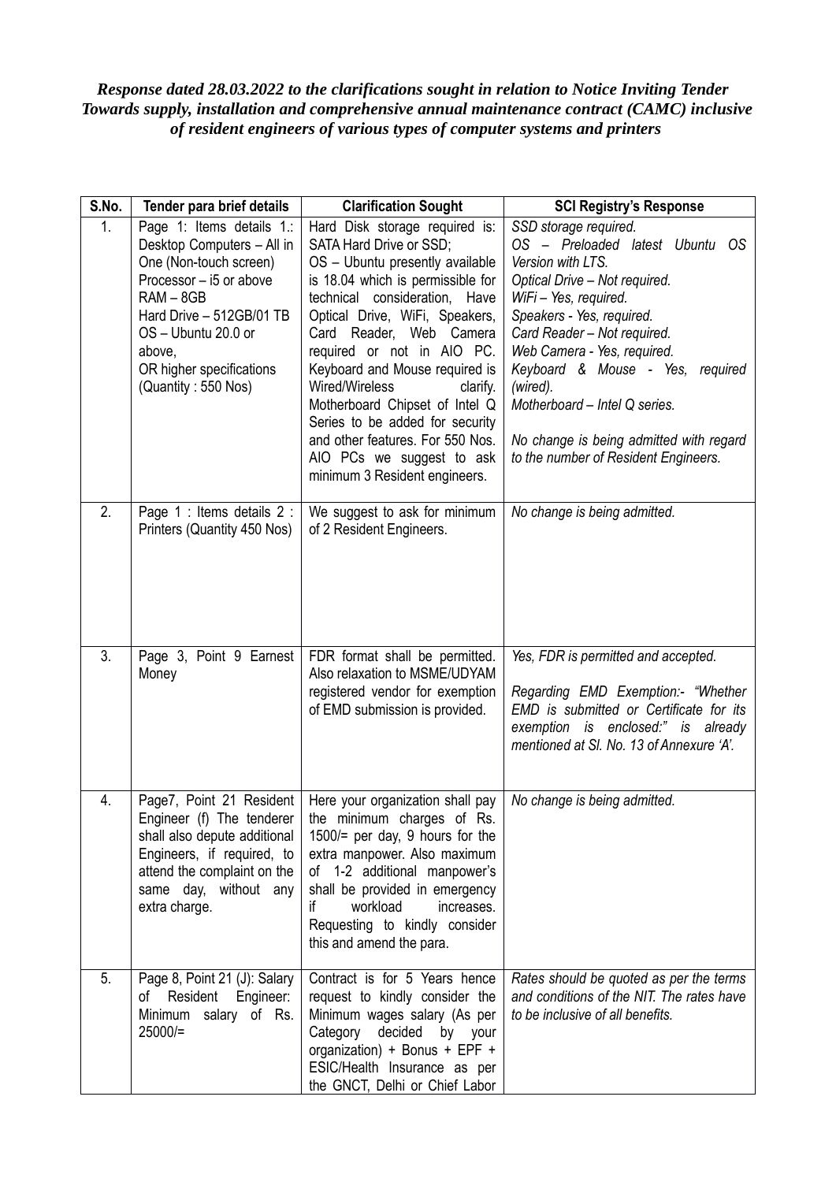***Response dated 28.03.2022 to the clarifications sought in relation to Notice Inviting Tender Towards supply, installation and comprehensive annual maintenance contract (CAMC) inclusive of resident engineers of various types of computer systems and printers***

| S.No. | Tender para brief details | Clarification Sought | SCI Registry's Response |
|---|---|---|---|
| 1. | Page 1: Items details 1.: Desktop Computers – All in One (Non-touch screen)<br>Processor – i5 or above<br>RAM – 8GB<br>Hard Drive – 512GB/01 TB<br>OS – Ubuntu 20.0 or above,<br>OR higher specifications (Quantity : 550 Nos) | Hard Disk storage required is: SATA Hard Drive or SSD;<br>OS – Ubuntu presently available is 18.04 which is permissible for technical consideration, Have Optical Drive, WiFi, Speakers, Card Reader, Web Camera required or not in AIO PC. Keyboard and Mouse required is Wired/Wireless clarify. Motherboard Chipset of Intel Q Series to be added for security and other features. For 550 Nos. AIO PCs we suggest to ask minimum 3 Resident engineers. | *SSD storage required.*<br>*OS – Preloaded latest Ubuntu OS Version with LTS.*<br>*Optical Drive – Not required.*<br>*WiFi – Yes, required.*<br>*Speakers - Yes, required.*<br>*Card Reader – Not required.*<br>*Web Camera - Yes, required.*<br>*Keyboard & Mouse - Yes, required (wired).*<br>*Motherboard – Intel Q series.*<br><br>*No change is being admitted with regard to the number of Resident Engineers.* |
| 2. | Page 1 : Items details 2 : Printers (Quantity 450 Nos) | We suggest to ask for minimum of 2 Resident Engineers. | *No change is being admitted.* |
| 3. | Page 3, Point 9 Earnest Money | FDR format shall be permitted. Also relaxation to MSME/UDYAM registered vendor for exemption of EMD submission is provided. | *Yes, FDR is permitted and accepted.*<br><br>*Regarding EMD Exemption:- "Whether EMD is submitted or Certificate for its exemption is enclosed:" is already mentioned at Sl. No. 13 of Annexure 'A'.* |
| 4. | Page7, Point 21 Resident Engineer (f) The tenderer shall also depute additional Engineers, if required, to attend the complaint on the same day, without any extra charge. | Here your organization shall pay the minimum charges of Rs. 1500/= per day, 9 hours for the extra manpower. Also maximum of 1-2 additional manpower's shall be provided in emergency if workload increases. Requesting to kindly consider this and amend the para. | *No change is being admitted.* |
| 5. | Page 8, Point 21 (J): Salary of Resident Engineer: Minimum salary of Rs. 25000/= | Contract is for 5 Years hence request to kindly consider the Minimum wages salary (As per Category decided by your organization) + Bonus + EPF + ESIC/Health Insurance as per the GNCT, Delhi or Chief Labor | *Rates should be quoted as per the terms and conditions of the NIT. The rates have to be inclusive of all benefits.* |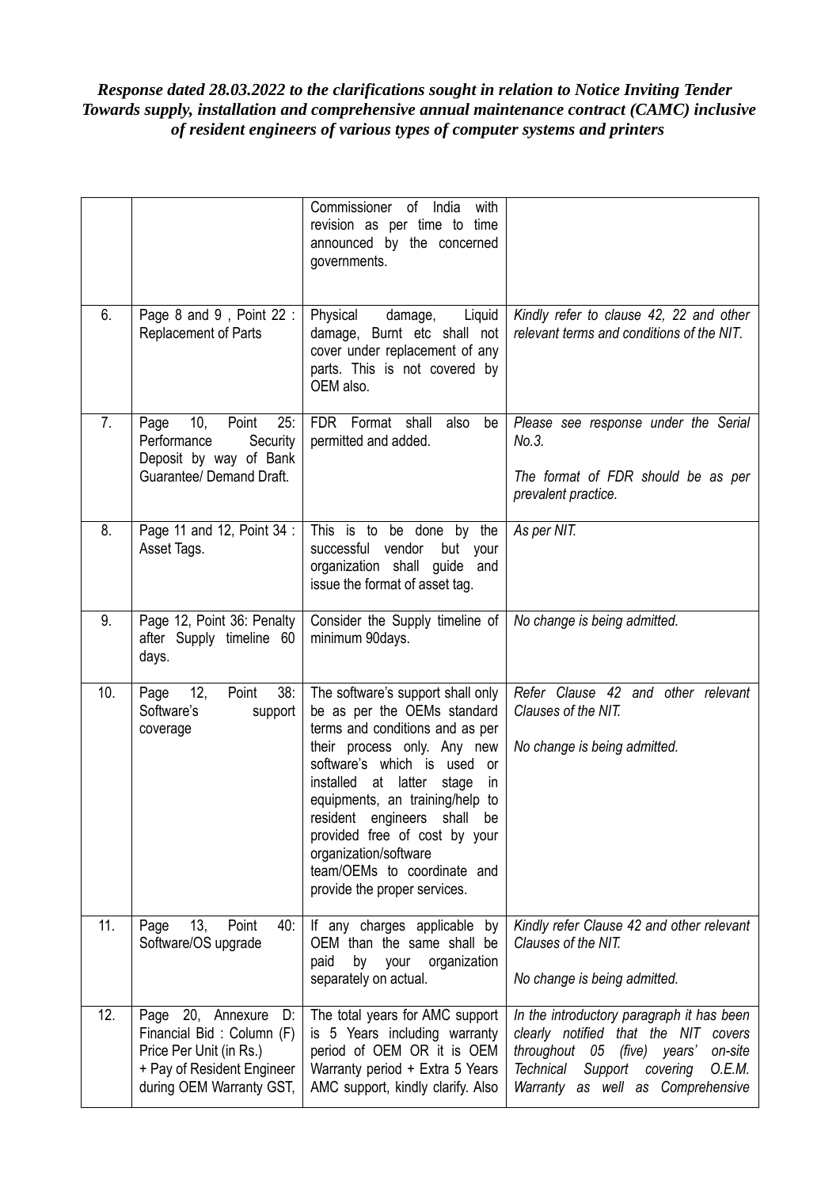***Response dated 28.03.2022 to the clarifications sought in relation to Notice Inviting Tender Towards supply, installation and comprehensive annual maintenance contract (CAMC) inclusive of resident engineers of various types of computer systems and printers***

| | | | |
|---|---|---|---|
| | | Commissioner of India with revision as per time to time announced by the concerned governments. | |
| 6. | Page 8 and 9 , Point 22 : Replacement of Parts | Physical damage, Liquid damage, Burnt etc shall not cover under replacement of any parts. This is not covered by OEM also. | *Kindly refer to clause 42, 22 and other relevant terms and conditions of the NIT.* |
| 7. | Page 10, Point 25: Performance Security Deposit by way of Bank Guarantee/ Demand Draft. | FDR Format shall also be permitted and added. | *Please see response under the Serial No.3.* <br><br> *The format of FDR should be as per prevalent practice.* |
| 8. | Page 11 and 12, Point 34 : Asset Tags. | This is to be done by the successful vendor but your organization shall guide and issue the format of asset tag. | *As per NIT.* |
| 9. | Page 12, Point 36: Penalty after Supply timeline 60 days. | Consider the Supply timeline of minimum 90days. | *No change is being admitted.* |
| 10. | Page 12, Point 38: Software's support coverage | The software's support shall only be as per the OEMs standard terms and conditions and as per their process only. Any new software's which is used or installed at latter stage in equipments, an training/help to resident engineers shall be provided free of cost by your organization/software team/OEMs to coordinate and provide the proper services. | *Refer Clause 42 and other relevant Clauses of the NIT.* <br><br> *No change is being admitted.* |
| 11. | Page 13, Point 40: Software/OS upgrade | If any charges applicable by OEM than the same shall be paid by your organization separately on actual. | *Kindly refer Clause 42 and other relevant Clauses of the NIT.* <br><br> *No change is being admitted.* |
| 12. | Page 20, Annexure D: Financial Bid : Column (F) Price Per Unit (in Rs.) + Pay of Resident Engineer during OEM Warranty GST, | The total years for AMC support is 5 Years including warranty period of OEM OR it is OEM Warranty period + Extra 5 Years AMC support, kindly clarify. Also | *In the introductory paragraph it has been clearly notified that the NIT covers throughout 05 (five) years' on-site Technical Support covering O.E.M. Warranty as well as Comprehensive* |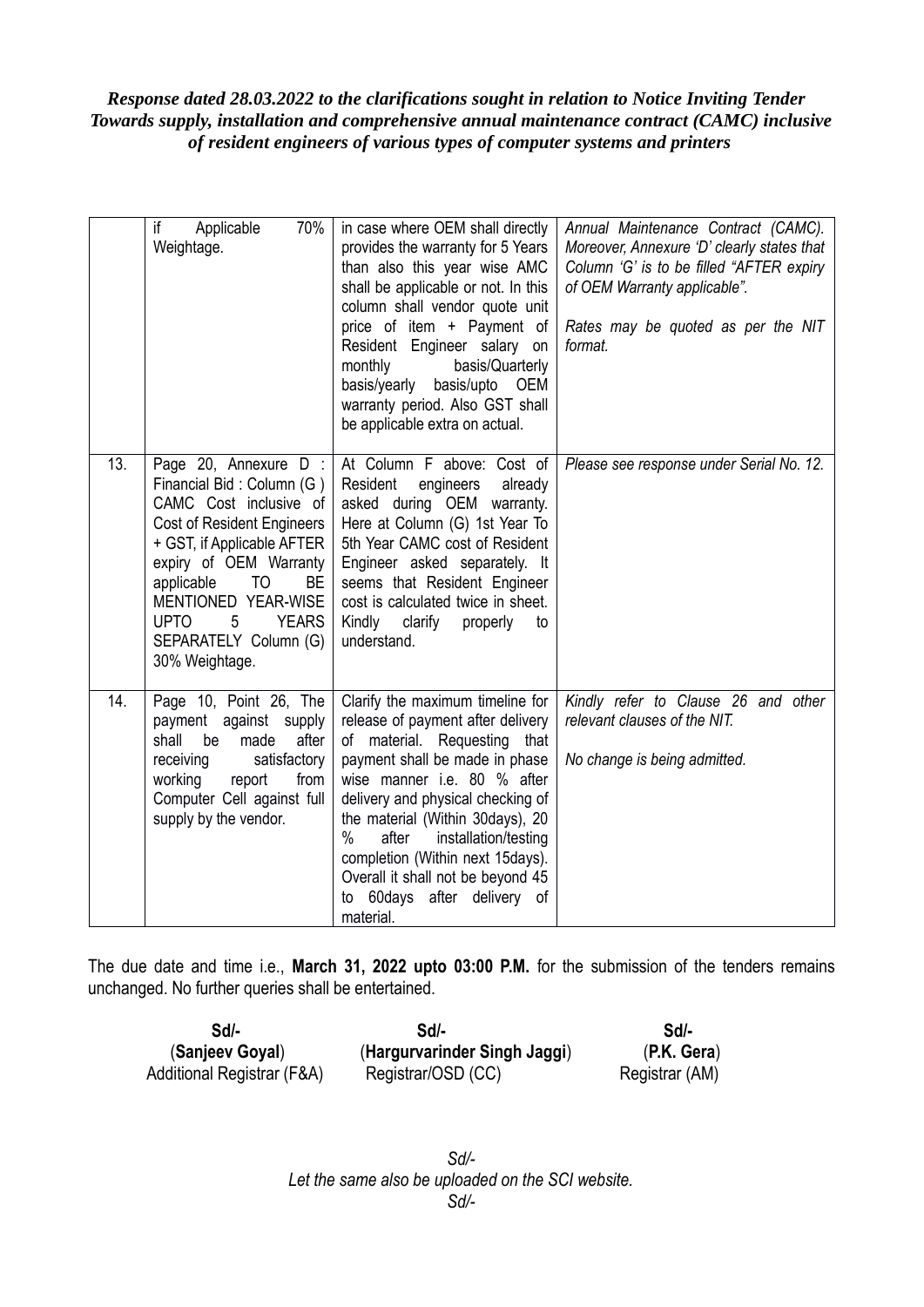***Response dated 28.03.2022 to the clarifications sought in relation to Notice Inviting Tender Towards supply, installation and comprehensive annual maintenance contract (CAMC) inclusive of resident engineers of various types of computer systems and printers***

| | | | |
|---|---|---|---|
| | if Applicable 70% Weightage. | in case where OEM shall directly provides the warranty for 5 Years than also this year wise AMC shall be applicable or not. In this column shall vendor quote unit price of item + Payment of Resident Engineer salary on monthly basis/Quarterly basis/yearly basis/upto OEM warranty period. Also GST shall be applicable extra on actual. | *Annual Maintenance Contract (CAMC). Moreover, Annexure 'D' clearly states that Column 'G' is to be filled "AFTER expiry of OEM Warranty applicable".*<br><br>*Rates may be quoted as per the NIT format.* |
| 13. | Page 20, Annexure D : Financial Bid : Column (G ) CAMC Cost inclusive of Cost of Resident Engineers + GST, if Applicable AFTER expiry of OEM Warranty applicable TO BE MENTIONED YEAR-WISE UPTO 5 YEARS SEPARATELY Column (G) 30% Weightage. | At Column F above: Cost of Resident engineers already asked during OEM warranty. Here at Column (G) 1st Year To 5th Year CAMC cost of Resident Engineer asked separately. It seems that Resident Engineer cost is calculated twice in sheet. Kindly clarify properly to understand. | *Please see response under Serial No. 12.* |
| 14. | Page 10, Point 26, The payment against supply shall be made after receiving satisfactory working report from Computer Cell against full supply by the vendor. | Clarify the maximum timeline for release of payment after delivery of material. Requesting that payment shall be made in phase wise manner i.e. 80 % after delivery and physical checking of the material (Within 30days), 20 % after installation/testing completion (Within next 15days). Overall it shall not be beyond 45 to 60days after delivery of material. | *Kindly refer to Clause 26 and other relevant clauses of the NIT.*<br><br>*No change is being admitted.* |

The due date and time i.e., **March 31, 2022 upto 03:00 P.M.** for the submission of the tenders remains unchanged. No further queries shall be entertained.

| | | |
|---|---|---|
| **Sd/-** | **Sd/-** | **Sd/-** |
| (**Sanjeev Goyal**) | (**Hargurvarinder Singh Jaggi**) | (**P.K. Gera**) |
| Additional Registrar (F&A) | Registrar/OSD (CC) | Registrar (AM) |

*Sd/-*
*Let the same also be uploaded on the SCI website.*
*Sd/-*